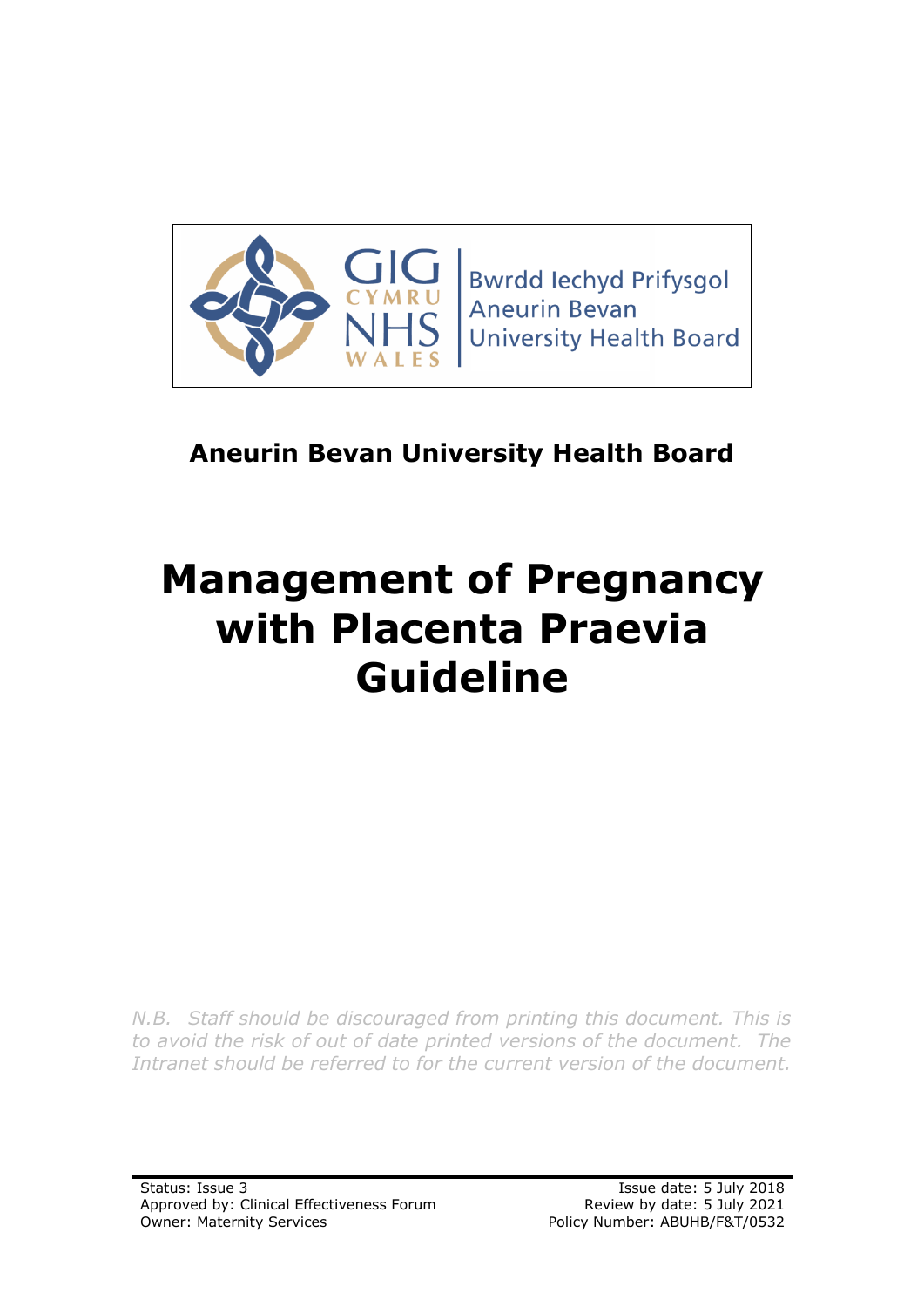Bwrdd Iechyd Prifysgol Aneurin Bevan University Health Board

**Aneurin Bevan University Health Board**

# Management of Pregnancy with Placenta Praevia Guideline

*N.B. Staff should be discouraged from printing this document. This is to avoid the risk of out of date printed versions of the document. The Intranet should be referred to for the current version of the document.*

Status: Issue 3
Approved by: Clinical Effectiveness Forum
Owner: Maternity Services

Issue date: 5 July 2018
Review by date: 5 July 2021
Policy Number: ABUHB/F&T/0532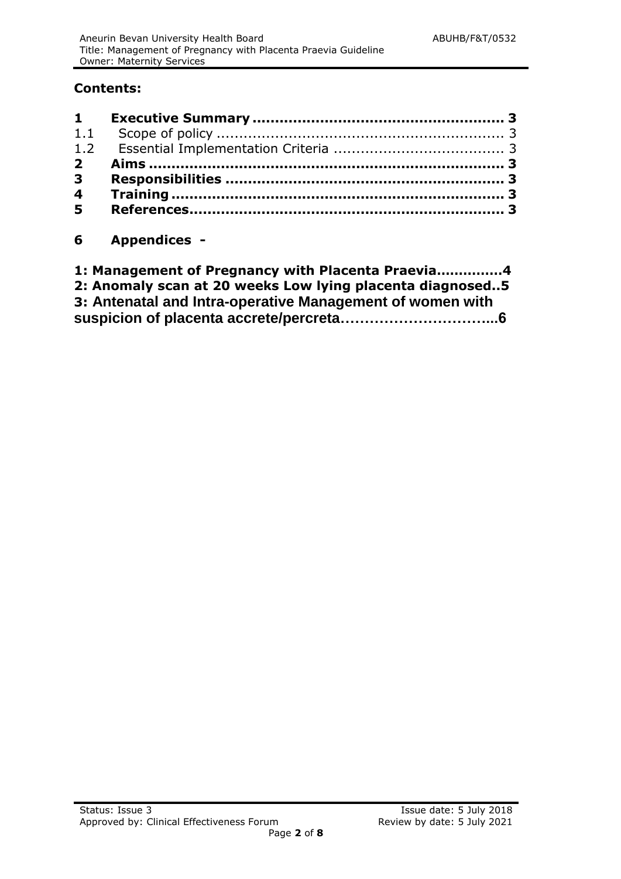## Contents:

| | | |
|---|---|---|
| **1** | **Executive Summary** | **3** |
| 1.1 | Scope of policy | 3 |
| 1.2 | Essential Implementation Criteria | 3 |
| **2** | **Aims** | **3** |
| **3** | **Responsibilities** | **3** |
| **4** | **Training** | **3** |
| **5** | **References** | **3** |

**6 Appendices -**

**1: Management of Pregnancy with Placenta Praevia..............4**
**2: Anomaly scan at 20 weeks Low lying placenta diagnosed..5**
**3: Antenatal and Intra-operative Management of women with suspicion of placenta accrete/percreta…………………………...6**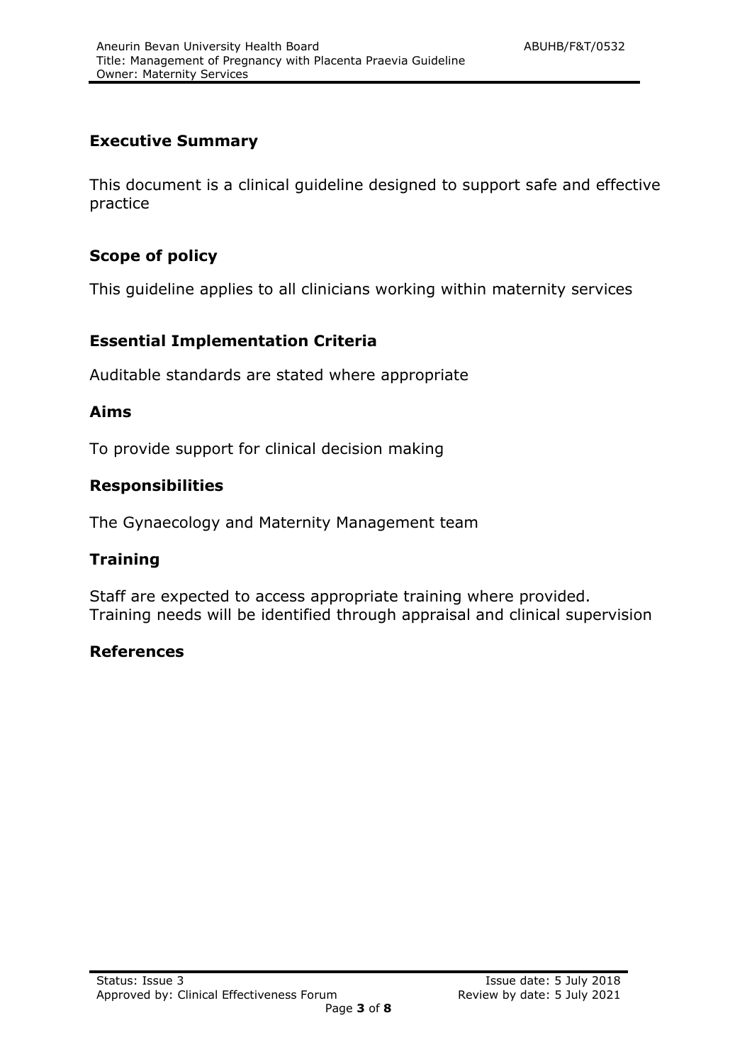## Executive Summary

This document is a clinical guideline designed to support safe and effective practice

## Scope of policy

This guideline applies to all clinicians working within maternity services

## Essential Implementation Criteria

Auditable standards are stated where appropriate

## Aims

To provide support for clinical decision making

## Responsibilities

The Gynaecology and Maternity Management team

## Training

Staff are expected to access appropriate training where provided.
Training needs will be identified through appraisal and clinical supervision

## References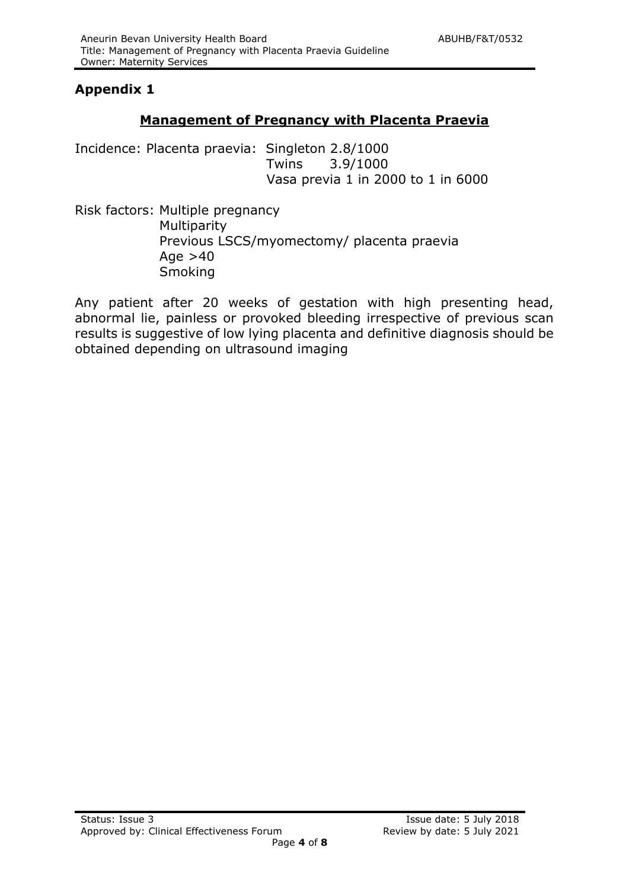## Appendix 1

### Management of Pregnancy with Placenta Praevia

Incidence: Placenta praevia: Singleton 2.8/1000
Twins 3.9/1000
Vasa previa 1 in 2000 to 1 in 6000

Risk factors:
- Multiple pregnancy
- Multiparity
- Previous LSCS/myomectomy/ placenta praevia
- Age >40
- Smoking

Any patient after 20 weeks of gestation with high presenting head, abnormal lie, painless or provoked bleeding irrespective of previous scan results is suggestive of low lying placenta and definitive diagnosis should be obtained depending on ultrasound imaging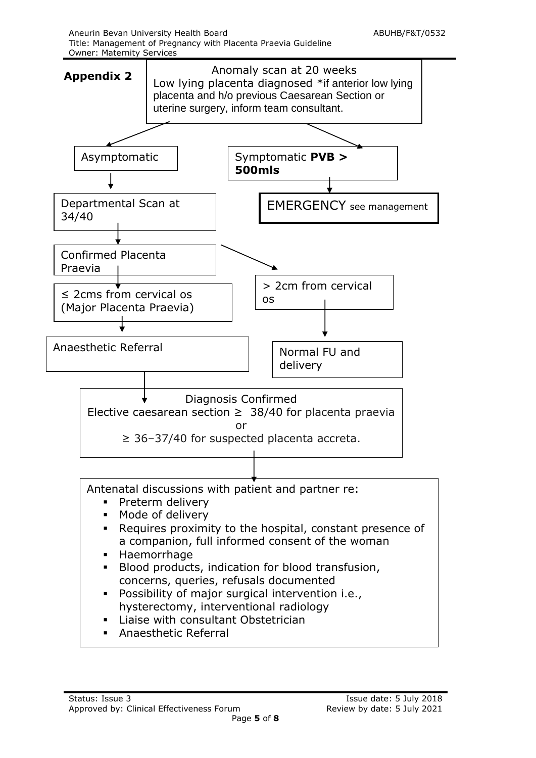## Appendix 2

Anomaly scan at 20 weeks
Low lying placenta diagnosed *if anterior low lying placenta and h/o previous Caesarean Section or uterine surgery, inform team consultant.

Asymptomatic

Departmental Scan at 34/40

Confirmed Placenta Praevia

≤ 2cms from cervical os (Major Placenta Praevia)

Anaesthetic Referral

> 2cm from cervical os

Normal FU and delivery

Symptomatic **PVB > 500mls**

EMERGENCY see management

Diagnosis Confirmed
Elective caesarean section ≥ 38/40 for placenta praevia
or
≥ 36–37/40 for suspected placenta accreta.

Antenatal discussions with patient and partner re:

- Preterm delivery
- Mode of delivery
- Requires proximity to the hospital, constant presence of a companion, full informed consent of the woman
- Haemorrhage
- Blood products, indication for blood transfusion, concerns, queries, refusals documented
- Possibility of major surgical intervention i.e., hysterectomy, interventional radiology
- Liaise with consultant Obstetrician
- Anaesthetic Referral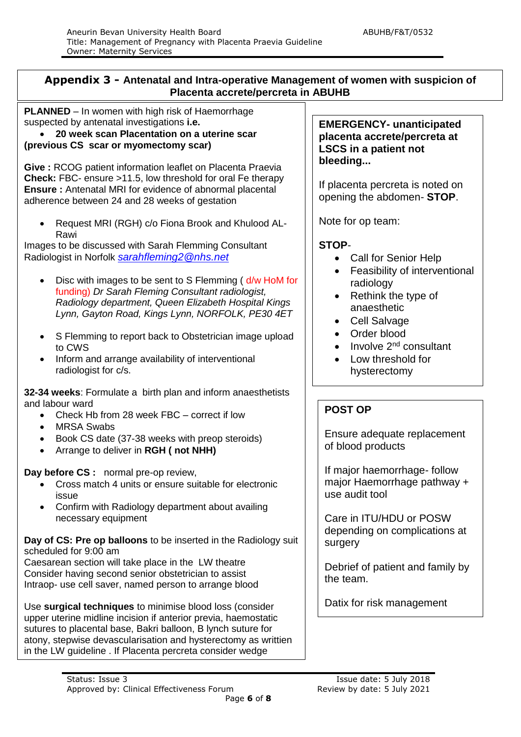## Appendix 3 - Antenatal and Intra-operative Management of women with suspicion of Placenta accrete/percreta in ABUHB

**PLANNED** – In women with high risk of Haemorrhage suspected by antenatal investigations **i.e.**

- **20 week scan Placentation on a uterine scar (previous CS scar or myomectomy scar)**

**Give :** RCOG patient information leaflet on Placenta Praevia
**Check:** FBC- ensure >11.5, low threshold for oral Fe therapy
**Ensure :** Antenatal MRI for evidence of abnormal placental adherence between 24 and 28 weeks of gestation

- Request MRI (RGH) c/o Fiona Brook and Khulood AL-Rawi

Images to be discussed with Sarah Flemming Consultant Radiologist in Norfolk *sarahfleming2@nhs.net*

- Disc with images to be sent to S Flemming ( d/w HoM for funding) *Dr Sarah Fleming Consultant radiologist, Radiology department, Queen Elizabeth Hospital Kings Lynn, Gayton Road, Kings Lynn, NORFOLK, PE30 4ET*
- S Flemming to report back to Obstetrician image upload to CWS
- Inform and arrange availability of interventional radiologist for c/s.

**32-34 weeks**: Formulate a birth plan and inform anaesthetists and labour ward

- Check Hb from 28 week FBC – correct if low
- MRSA Swabs
- Book CS date (37-38 weeks with preop steroids)
- Arrange to deliver in **RGH ( not NHH)**

**Day before CS :** normal pre-op review,

- Cross match 4 units or ensure suitable for electronic issue
- Confirm with Radiology department about availing necessary equipment

**Day of CS: Pre op balloons** to be inserted in the Radiology suit scheduled for 9:00 am
Caesarean section will take place in the LW theatre
Consider having second senior obstetrician to assist
Intraop- use cell saver, named person to arrange blood

Use **surgical techniques** to minimise blood loss (consider upper uterine midline incision if anterior previa, haemostatic sutures to placental base, Bakri balloon, B lynch suture for atony, stepwise devascularisation and hysterectomy as written in the LW guideline . If Placenta percreta consider wedge

**EMERGENCY- unanticipated placenta accrete/percreta at LSCS in a patient not bleeding...**

If placenta percreta is noted on opening the abdomen- **STOP**.

Note for op team:

**STOP**-

- Call for Senior Help
- Feasibility of interventional radiology
- Rethink the type of anaesthetic
- Cell Salvage
- Order blood
- Involve 2nd consultant
- Low threshold for hysterectomy

**POST OP**

Ensure adequate replacement of blood products

If major haemorrhage- follow major Haemorrhage pathway + use audit tool

Care in ITU/HDU or POSW depending on complications at surgery

Debrief of patient and family by the team.

Datix for risk management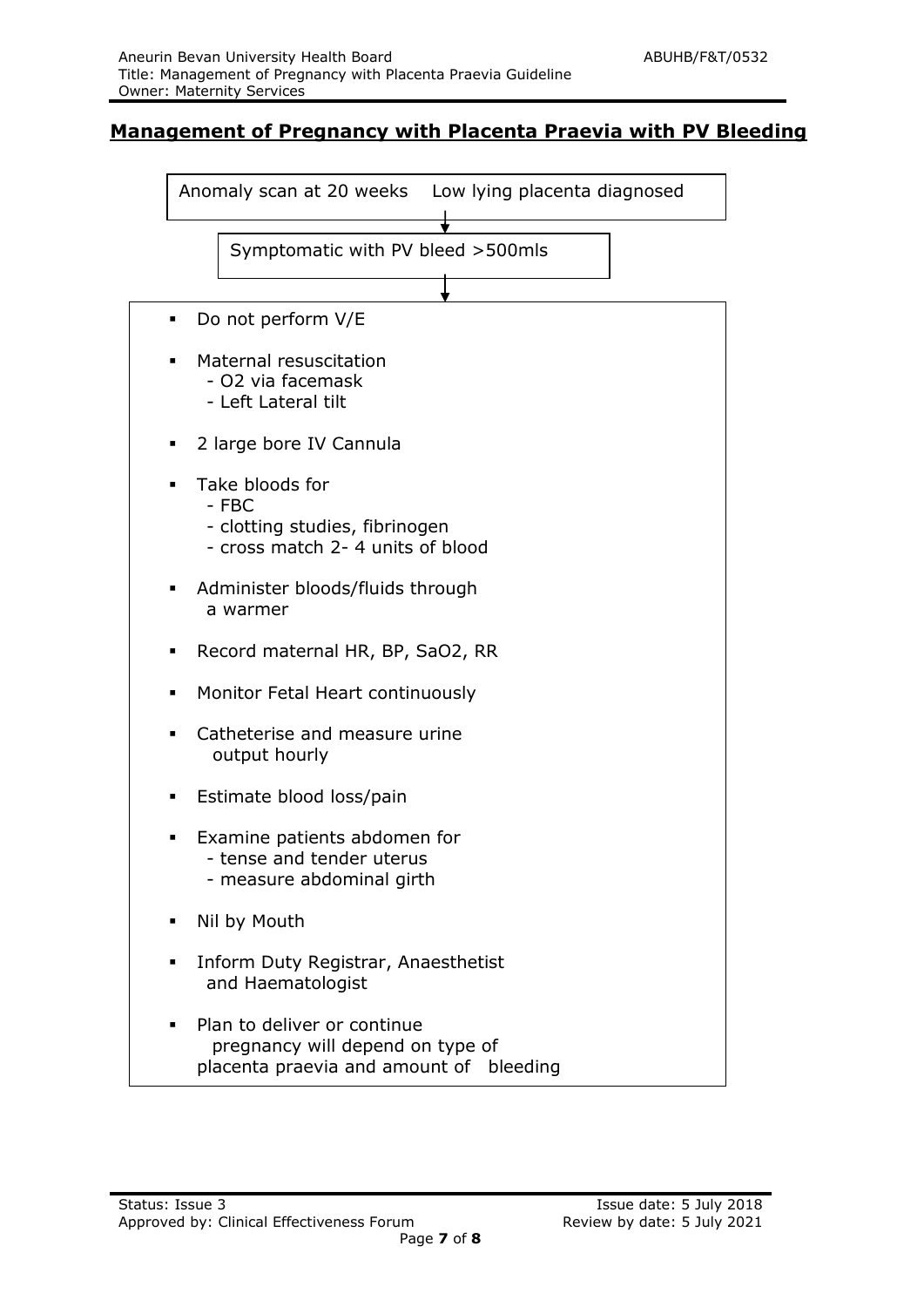## Management of Pregnancy with Placenta Praevia with PV Bleeding

Anomaly scan at 20 weeks    Low lying placenta diagnosed

↓

Symptomatic with PV bleed >500mls

↓

- Do not perform V/E
- Maternal resuscitation
  - O2 via facemask
  - Left Lateral tilt
- 2 large bore IV Cannula
- Take bloods for
  - FBC
  - clotting studies, fibrinogen
  - cross match 2- 4 units of blood
- Administer bloods/fluids through a warmer
- Record maternal HR, BP, SaO2, RR
- Monitor Fetal Heart continuously
- Catheterise and measure urine output hourly
- Estimate blood loss/pain
- Examine patients abdomen for
  - tense and tender uterus
  - measure abdominal girth
- Nil by Mouth
- Inform Duty Registrar, Anaesthetist and Haematologist
- Plan to deliver or continue pregnancy will depend on type of placenta praevia and amount of bleeding